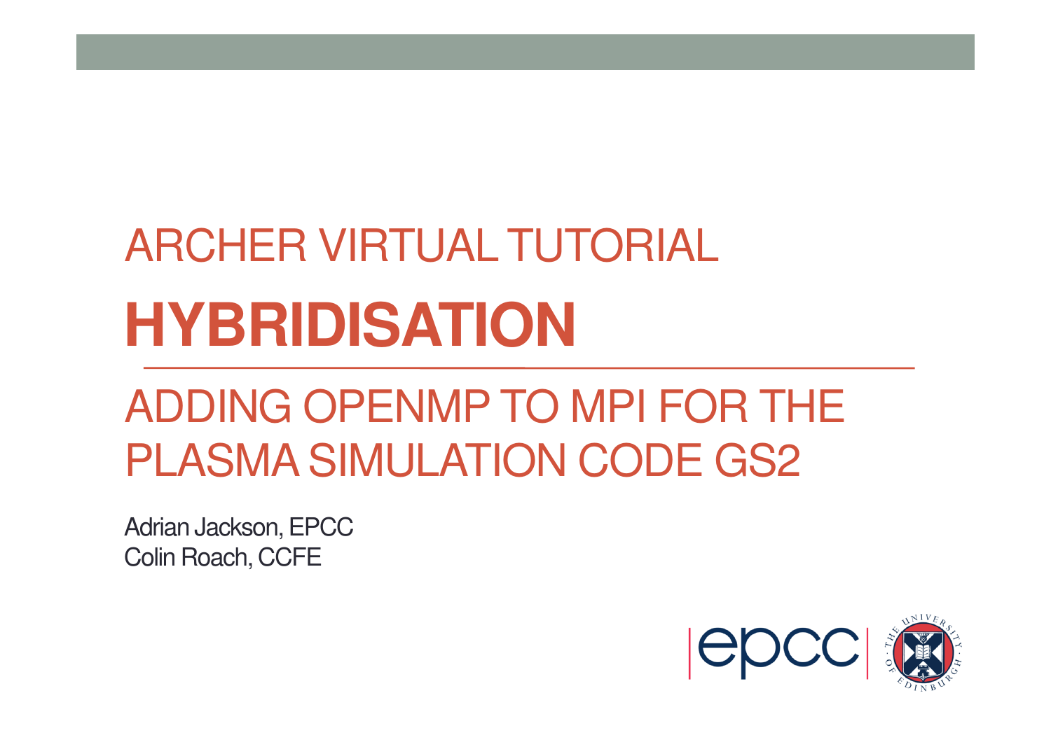# ARCHER VIRTUAL TUTORIAL

# HYBRIDISATION

## ADDING OPENMP TO MPI FOR THE PLASMA SIMULATION CODE GS2

Adrian Jackson, EPCC
Colin Roach, CCFE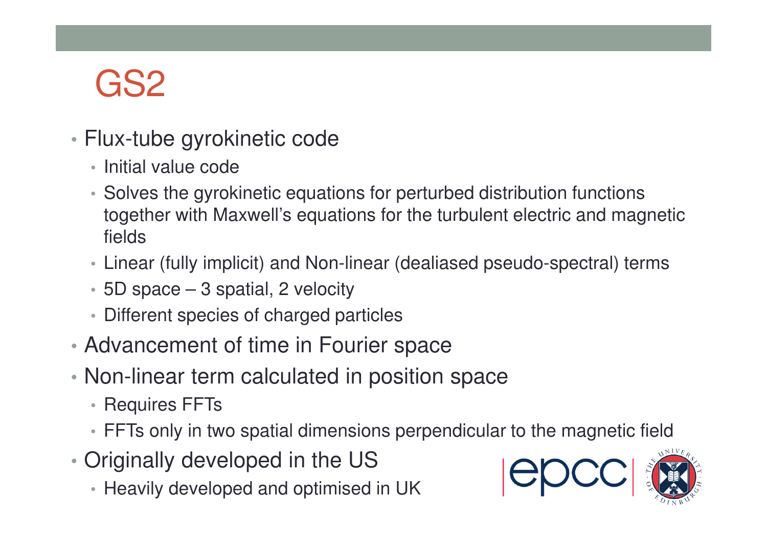# GS2

- Flux-tube gyrokinetic code
  - Initial value code
  - Solves the gyrokinetic equations for perturbed distribution functions together with Maxwell's equations for the turbulent electric and magnetic fields
  - Linear (fully implicit) and Non-linear (dealiased pseudo-spectral) terms
  - 5D space – 3 spatial, 2 velocity
  - Different species of charged particles
- Advancement of time in Fourier space
- Non-linear term calculated in position space
  - Requires FFTs
  - FFTs only in two spatial dimensions perpendicular to the magnetic field
- Originally developed in the US
  - Heavily developed and optimised in UK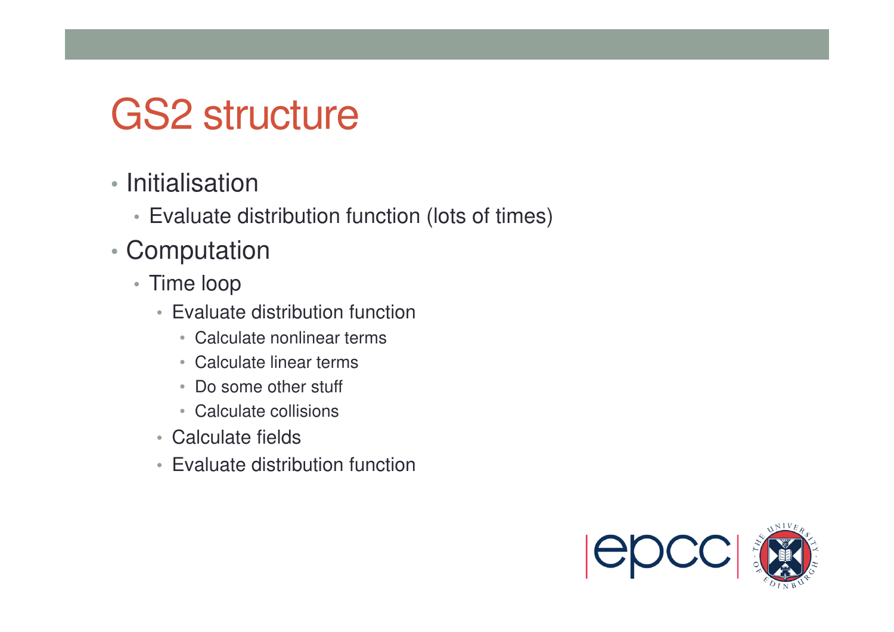# GS2 structure

- Initialisation
  - Evaluate distribution function (lots of times)
- Computation
  - Time loop
    - Evaluate distribution function
      - Calculate nonlinear terms
      - Calculate linear terms
      - Do some other stuff
      - Calculate collisions
    - Calculate fields
    - Evaluate distribution function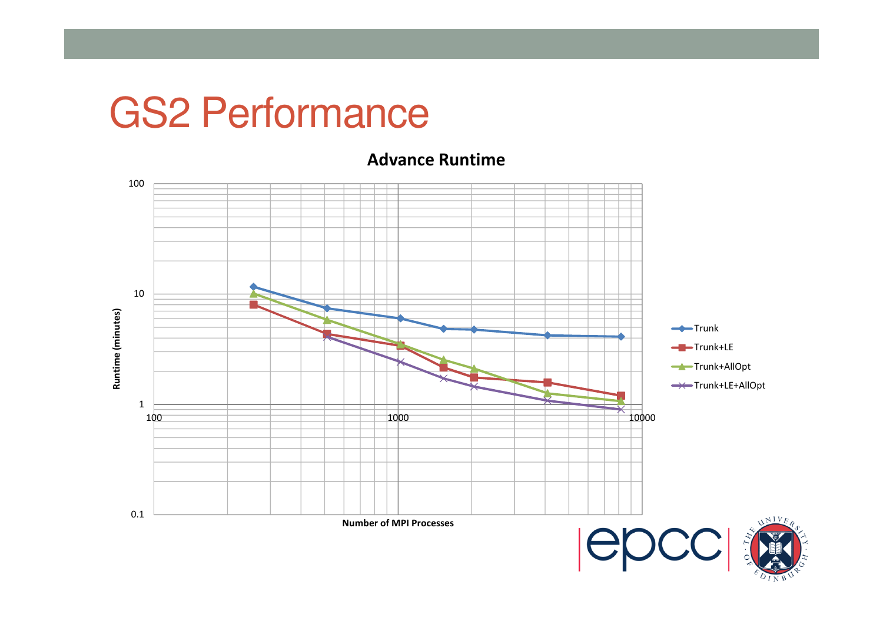# GS2 Performance

**Advance Runtime**

Runtime (minutes)

100

10

1

0.1

100 1000 10000

Number of MPI Processes

- Trunk
- Trunk+LE
- Trunk+AllOpt
- Trunk+LE+AllOpt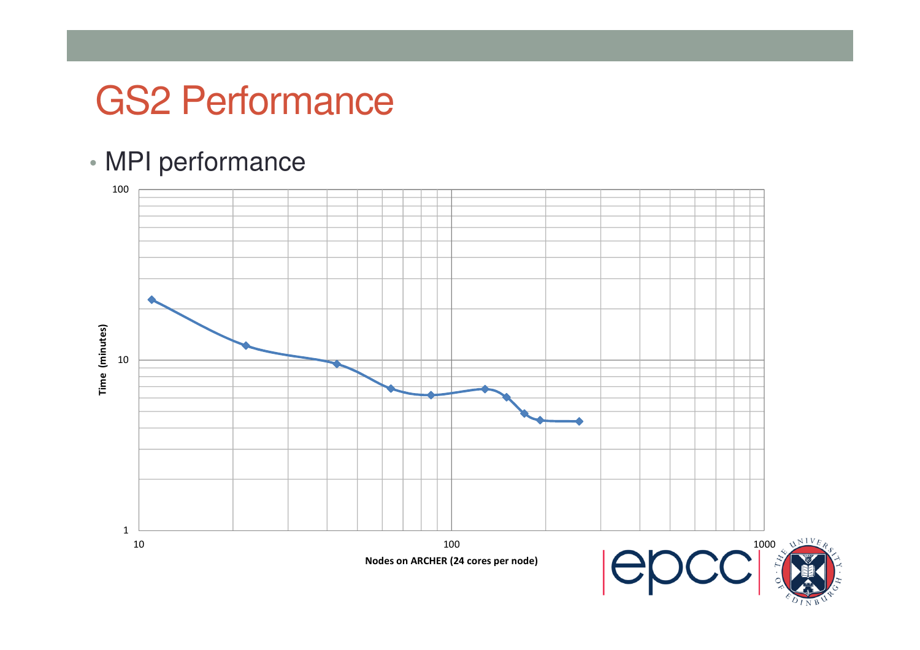# GS2 Performance

- MPI performance

Time (minutes)

Nodes on ARCHER (24 cores per node)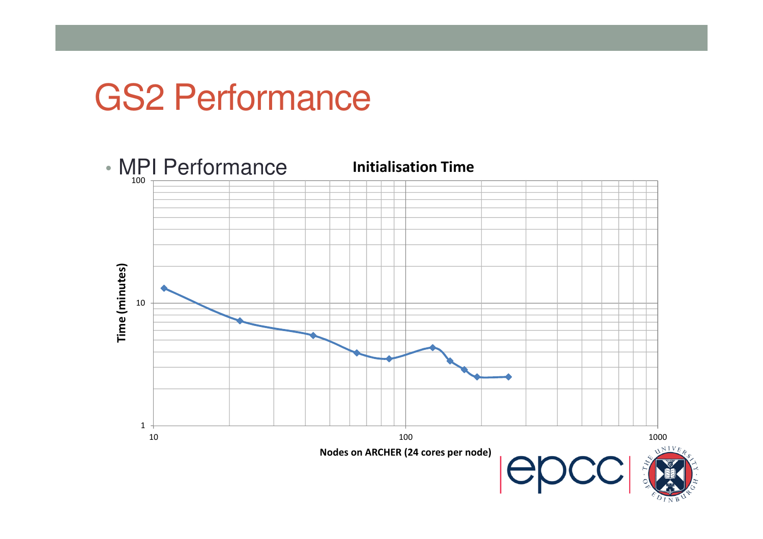# GS2 Performance

- MPI Performance

**Initialisation Time**

Time (minutes)

Nodes on ARCHER (24 cores per node)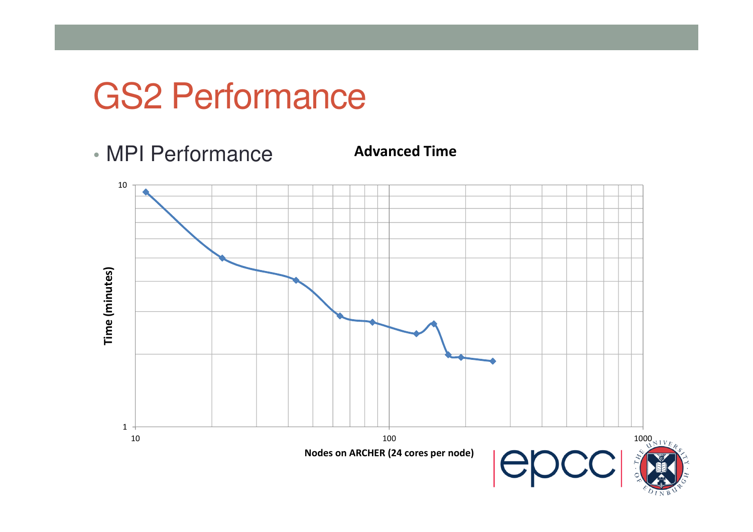# GS2 Performance

- MPI Performance

**Advanced Time**

Time (minutes)

Nodes on ARCHER (24 cores per node)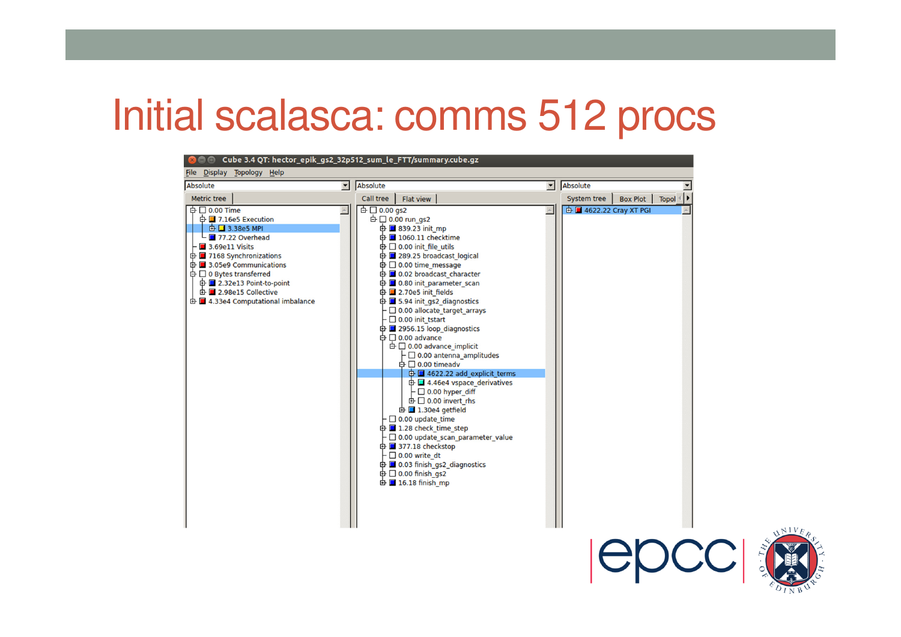# Initial scalasca: comms 512 procs

Cube 3.4 QT: hector_epik_gs2_32p512_sum_le_FTT/summary.cube.gz

File Display Topology Help

| Metric tree | Call tree | System tree |
|---|---|---|
| 0.00 Time | 0.00 gs2 | 4622.22 Cray XT PGI |
| 7.16e5 Execution | 0.00 run_gs2 | |
| 3.38e5 MPI | 839.23 init_mp | |
| 77.22 Overhead | 1060.11 checktime | |
| 3.69e11 Visits | 0.00 init_file_utils | |
| 7168 Synchronizations | 289.25 broadcast_logical | |
| 3.05e9 Communications | 0.00 time_message | |
| 0 Bytes transferred | 0.02 broadcast_character | |
| 2.32e13 Point-to-point | 0.80 init_parameter_scan | |
| 2.98e15 Collective | 2.70e5 init_fields | |
| 4.33e4 Computational imbalance | 5.94 init_gs2_diagnostics | |
| | 0.00 allocate_target_arrays | |
| | 0.00 init_tstart | |
| | 2956.15 loop_diagnostics | |
| | 0.00 advance | |
| | 0.00 advance_implicit | |
| | 0.00 antenna_amplitudes | |
| | 0.00 timeadv | |
| | 4622.22 add_explicit_terms | |
| | 4.46e4 vspace_derivatives | |
| | 0.00 hyper_diff | |
| | 0.00 invert_rhs | |
| | 1.30e4 getfield | |
| | 0.00 update_time | |
| | 1.28 check_time_step | |
| | 0.00 update_scan_parameter_value | |
| | 377.18 checkstop | |
| | 0.00 write_dt | |
| | 0.03 finish_gs2_diagnostics | |
| | 0.00 finish_gs2 | |
| | 16.18 finish_mp | |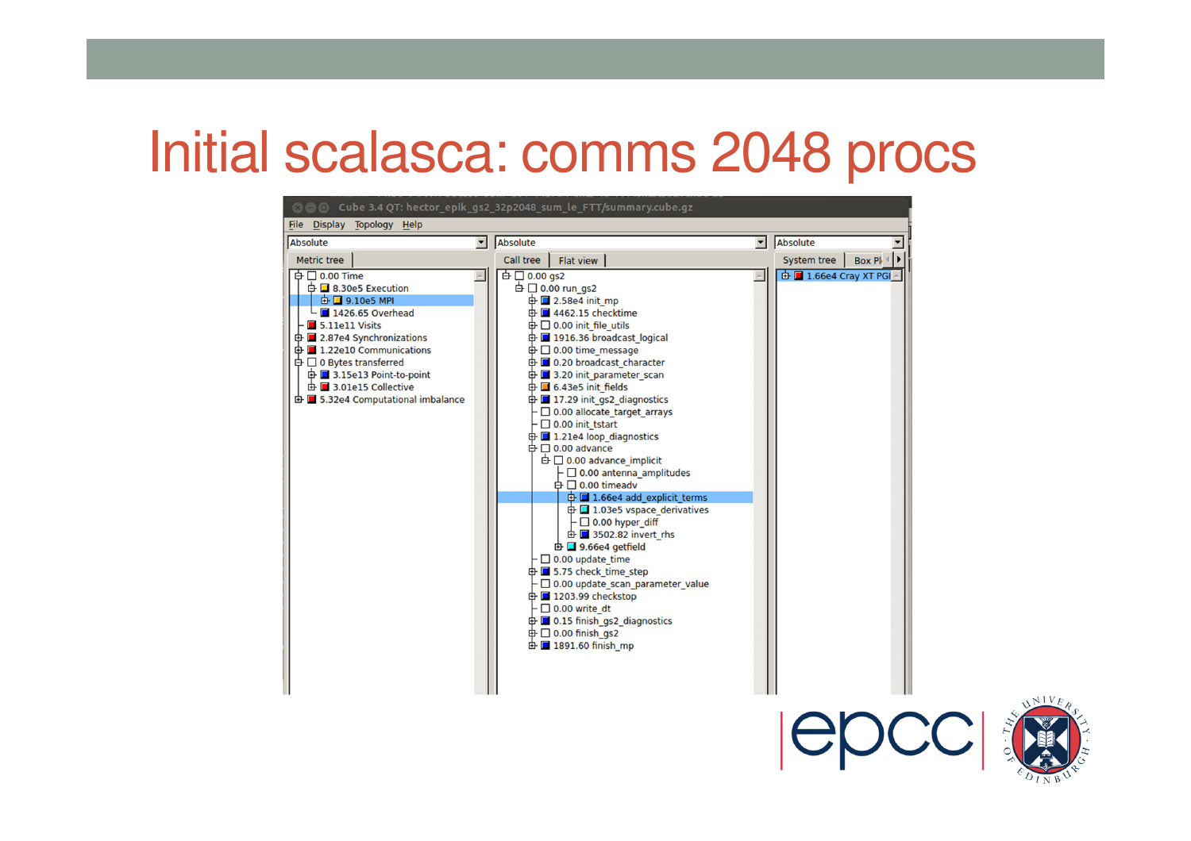# Initial scalasca: comms 2048 procs

Cube 3.4 QT: hector_epik_gs2_32p2048_sum_le_FTT/summary.cube.gz

File Display Topology Help

| Metric tree | Call tree | System tree |
|---|---|---|
| 0.00 Time | 0.00 gs2 | 1.66e4 Cray XT PGI |
| 8.30e5 Execution | 0.00 run_gs2 | |
| 9.10e5 MPI | 2.58e4 init_mp | |
| 1426.65 Overhead | 4462.15 checktime | |
| 5.11e11 Visits | 0.00 init_file_utils | |
| 2.87e4 Synchronizations | 1916.36 broadcast_logical | |
| 1.22e10 Communications | 0.00 time_message | |
| 0 Bytes transferred | 0.20 broadcast_character | |
| 3.15e13 Point-to-point | 3.20 init_parameter_scan | |
| 3.01e15 Collective | 6.43e5 init_fields | |
| 5.32e4 Computational imbalance | 17.29 init_gs2_diagnostics | |
| | 0.00 allocate_target_arrays | |
| | 0.00 init_tstart | |
| | 1.21e4 loop_diagnostics | |
| | 0.00 advance | |
| | 0.00 advance_implicit | |
| | 0.00 antenna_amplitudes | |
| | 0.00 timeadv | |
| | 1.66e4 add_explicit_terms | |
| | 1.03e5 vspace_derivatives | |
| | 0.00 hyper_diff | |
| | 3502.82 invert_rhs | |
| | 9.66e4 getfield | |
| | 0.00 update_time | |
| | 5.75 check_time_step | |
| | 0.00 update_scan_parameter_value | |
| | 1203.99 checkstop | |
| | 0.00 write_dt | |
| | 0.15 finish_gs2_diagnostics | |
| | 0.00 finish_gs2 | |
| | 1891.60 finish_mp | |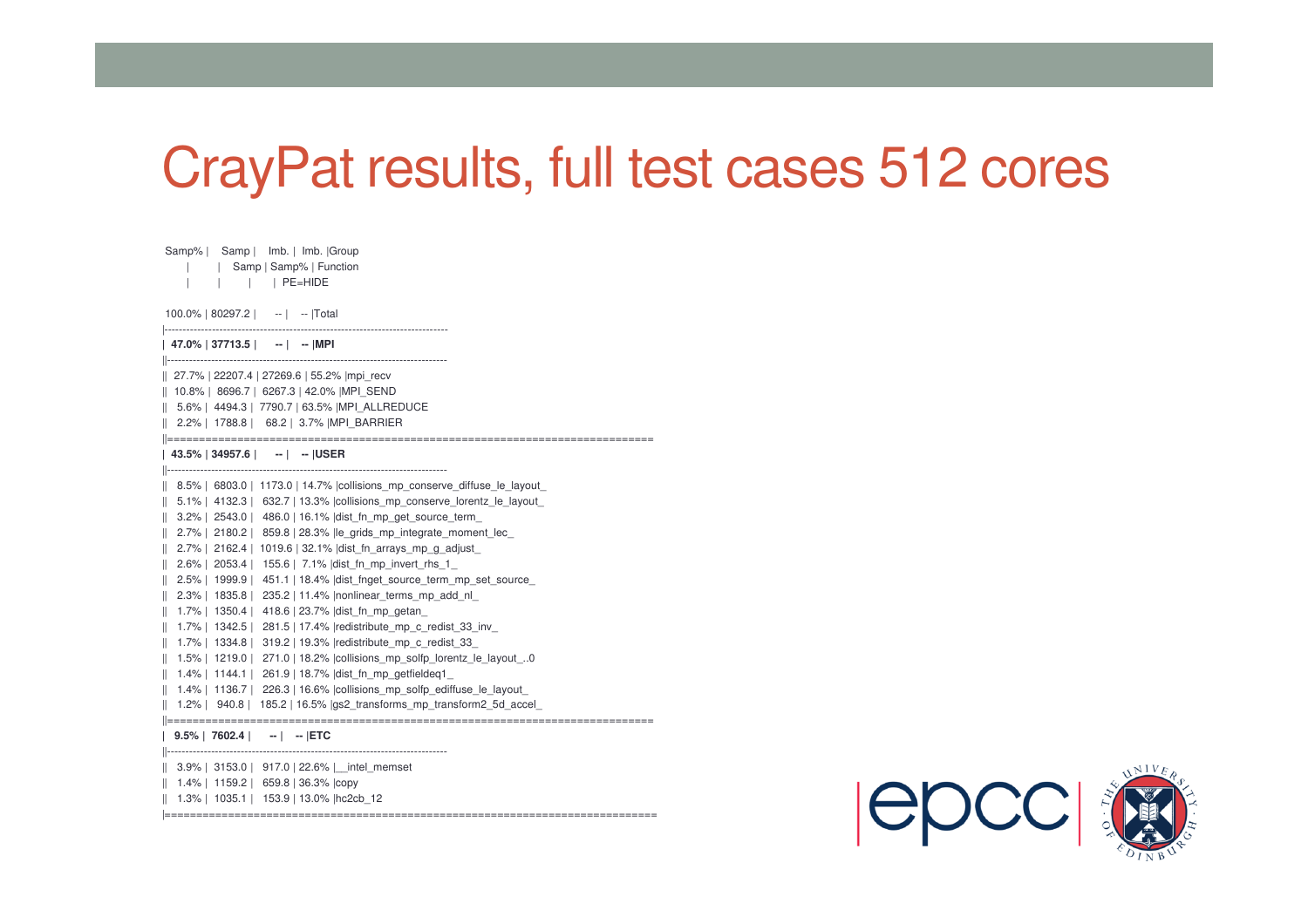# CrayPat results, full test cases 512 cores

```
Samp% |   Samp |   Imb. |  Imb. |Group
      |        |   Samp | Samp% | Function
      |        |        |       | PE=HIDE

100.0% | 80297.2 |     -- |    -- |Total
|------------------------------------------------------------------------------
| 47.0% | 37713.5 |     -- |    -- |MPI
||-----------------------------------------------------------------------------
|| 27.7% | 22207.4 | 27269.6 | 55.2% |mpi_recv
|| 10.8% |  8696.7 |  6267.3 | 42.0% |MPI_SEND
||  5.6% |  4494.3 |  7790.7 | 63.5% |MPI_ALLREDUCE
||  2.2% |  1788.8 |    68.2 |  3.7% |MPI_BARRIER
||=============================================================================
| 43.5% | 34957.6 |     -- |    -- |USER
||-----------------------------------------------------------------------------
||  8.5% |  6803.0 |  1173.0 | 14.7% |collisions_mp_conserve_diffuse_le_layout_
||  5.1% |  4132.3 |   632.7 | 13.3% |collisions_mp_conserve_lorentz_le_layout_
||  3.2% |  2543.0 |   486.0 | 16.1% |dist_fn_mp_get_source_term_
||  2.7% |  2180.2 |   859.8 | 28.3% |le_grids_mp_integrate_moment_lec_
||  2.7% |  2162.4 |  1019.6 | 32.1% |dist_fn_arrays_mp_g_adjust_
||  2.6% |  2053.4 |   155.6 |  7.1% |dist_fn_mp_invert_rhs_1_
||  2.5% |  1999.9 |   451.1 | 18.4% |dist_fn_fnget_source_term_mp_set_source_
||  2.3% |  1835.8 |   235.2 | 11.4% |nonlinear_terms_mp_add_nl_
||  1.7% |  1350.4 |   418.6 | 23.7% |dist_fn_mp_getan_
||  1.7% |  1342.5 |   281.5 | 17.4% |redistribute_mp_c_redist_33_inv_
||  1.7% |  1334.8 |   319.2 | 19.3% |redistribute_mp_c_redist_33_
||  1.5% |  1219.0 |   271.0 | 18.2% |collisions_mp_solfp_lorentz_le_layout_..0
||  1.4% |  1144.1 |   261.9 | 18.7% |dist_fn_mp_getfieldeq1_
||  1.4% |  1136.7 |   226.3 | 16.6% |collisions_mp_solfp_ediffuse_le_layout_
||  1.2% |   940.8 |   185.2 | 16.5% |gs2_transforms_mp_transform2_5d_accel_
||=============================================================================
|  9.5% |  7602.4 |     -- |    -- |ETC
||-----------------------------------------------------------------------------
||  3.9% |  3153.0 |   917.0 | 22.6% |__intel_memset
||  1.4% |  1159.2 |   659.8 | 36.3% |copy
||  1.3% |  1035.1 |   153.9 | 13.0% |hc2cb_12
|==============================================================================
```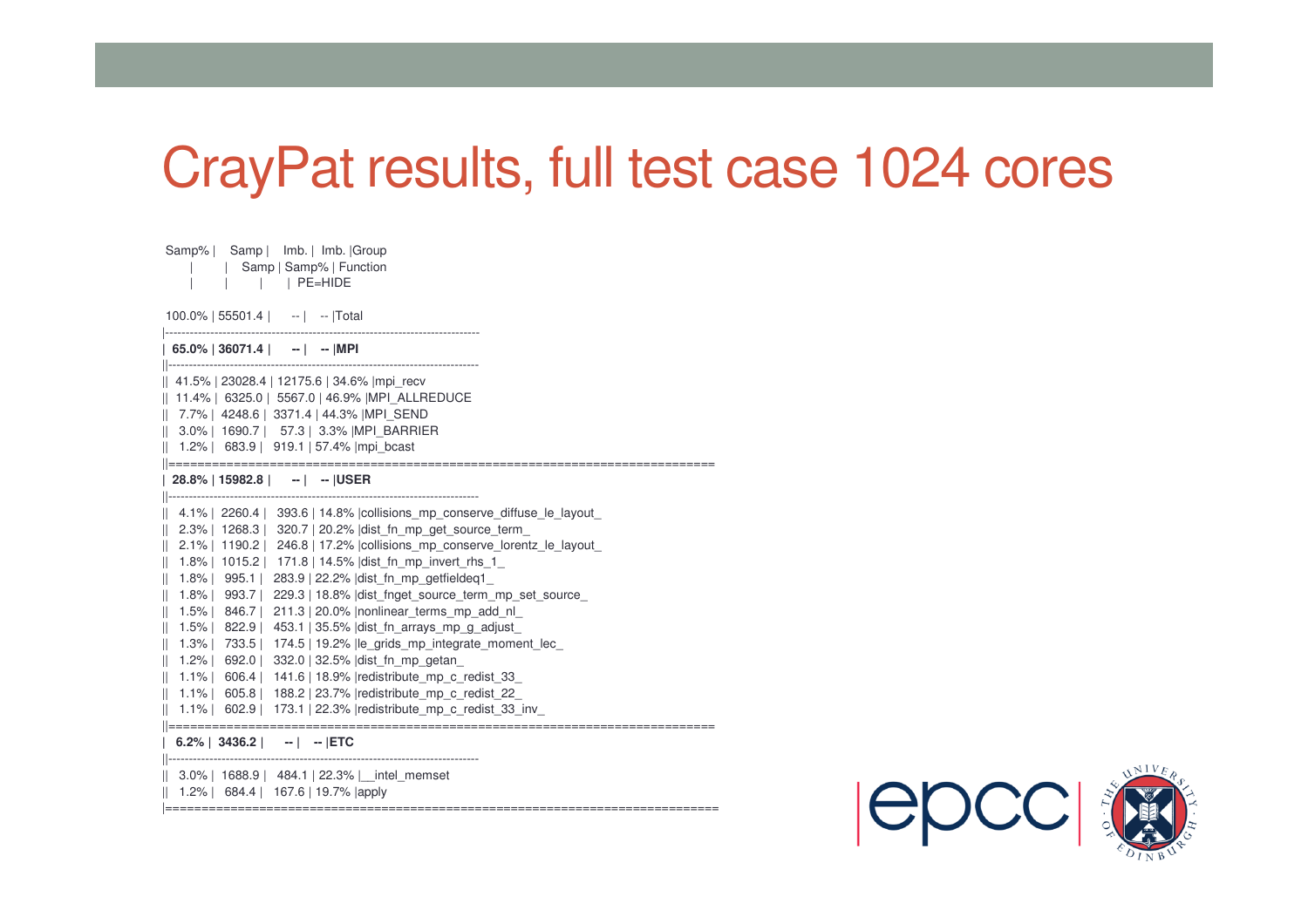# CrayPat results, full test case 1024 cores

```
Samp% |    Samp |   Imb. |  Imb. |Group
      |         |   Samp | Samp% | Function
      |         |        |       | PE=HIDE

100.0% | 55501.4 |     -- |    -- |Total
|-----------------------------------------------------------------------------
| 65.0% | 36071.4 |     -- |    -- |MPI
||----------------------------------------------------------------------------
||  41.5% | 23028.4 | 12175.6 | 34.6% |mpi_recv
||  11.4% |  6325.0 |  5567.0 | 46.9% |MPI_ALLREDUCE
||   7.7% |  4248.6 |  3371.4 | 44.3% |MPI_SEND
||   3.0% |  1690.7 |    57.3 |  3.3% |MPI_BARRIER
||   1.2% |   683.9 |   919.1 | 57.4% |mpi_bcast
||============================================================================
| 28.8% | 15982.8 |     -- |    -- |USER
||----------------------------------------------------------------------------
||   4.1% |  2260.4 |   393.6 | 14.8% |collisions_mp_conserve_diffuse_le_layout_
||   2.3% |  1268.3 |   320.7 | 20.2% |dist_fn_mp_get_source_term_
||   2.1% |  1190.2 |   246.8 | 17.2% |collisions_mp_conserve_lorentz_le_layout_
||   1.8% |  1015.2 |   171.8 | 14.5% |dist_fn_mp_invert_rhs_1_
||   1.8% |   995.1 |   283.9 | 22.2% |dist_fn_mp_getfieldeq1_
||   1.8% |   993.7 |   229.3 | 18.8% |dist_fnget_source_term_mp_set_source_
||   1.5% |   846.7 |   211.3 | 20.0% |nonlinear_terms_mp_add_nl_
||   1.5% |   822.9 |   453.1 | 35.5% |dist_fn_arrays_mp_g_adjust_
||   1.3% |   733.5 |   174.5 | 19.2% |le_grids_mp_integrate_moment_lec_
||   1.2% |   692.0 |   332.0 | 32.5% |dist_fn_mp_getan_
||   1.1% |   606.4 |   141.6 | 18.9% |redistribute_mp_c_redist_33_
||   1.1% |   605.8 |   188.2 | 23.7% |redistribute_mp_c_redist_22_
||   1.1% |   602.9 |   173.1 | 22.3% |redistribute_mp_c_redist_33_inv_
||============================================================================
|  6.2% |  3436.2 |     -- |    -- |ETC
||----------------------------------------------------------------------------
||   3.0% |  1688.9 |   484.1 | 22.3% |__intel_memset
||   1.2% |   684.4 |   167.6 | 19.7% |apply
|=============================================================================
```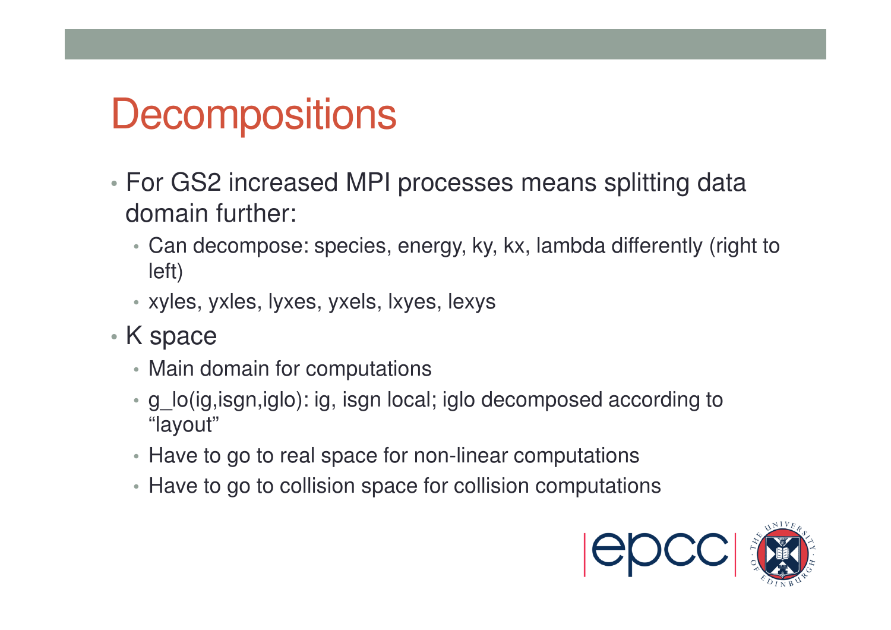# Decompositions

- For GS2 increased MPI processes means splitting data domain further:
  - Can decompose: species, energy, ky, kx, lambda differently (right to left)
  - xyles, yxles, lyxes, yxels, lxyes, lexys
- K space
  - Main domain for computations
  - g_lo(ig,isgn,iglo): ig, isgn local; iglo decomposed according to “layout”
  - Have to go to real space for non-linear computations
  - Have to go to collision space for collision computations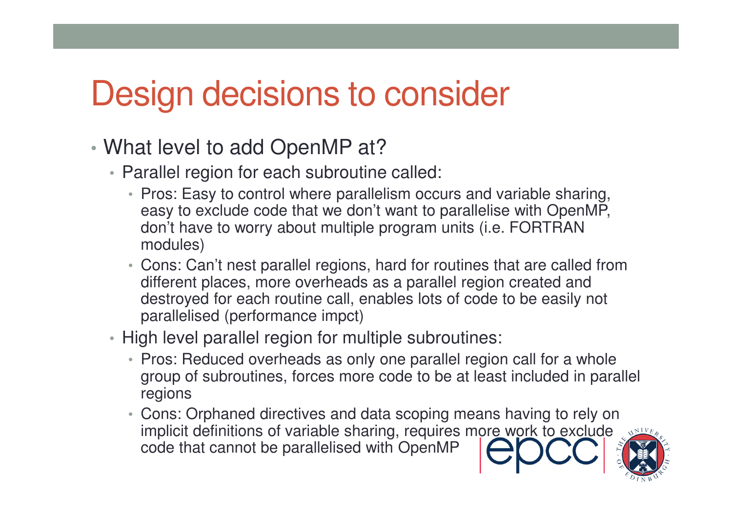# Design decisions to consider

- What level to add OpenMP at?
  - Parallel region for each subroutine called:
    - Pros: Easy to control where parallelism occurs and variable sharing, easy to exclude code that we don't want to parallelise with OpenMP, don't have to worry about multiple program units (i.e. FORTRAN modules)
    - Cons: Can't nest parallel regions, hard for routines that are called from different places, more overheads as a parallel region created and destroyed for each routine call, enables lots of code to be easily not parallelised (performance impct)
  - High level parallel region for multiple subroutines:
    - Pros: Reduced overheads as only one parallel region call for a whole group of subroutines, forces more code to be at least included in parallel regions
    - Cons: Orphaned directives and data scoping means having to rely on implicit definitions of variable sharing, requires more work to exclude code that cannot be parallelised with OpenMP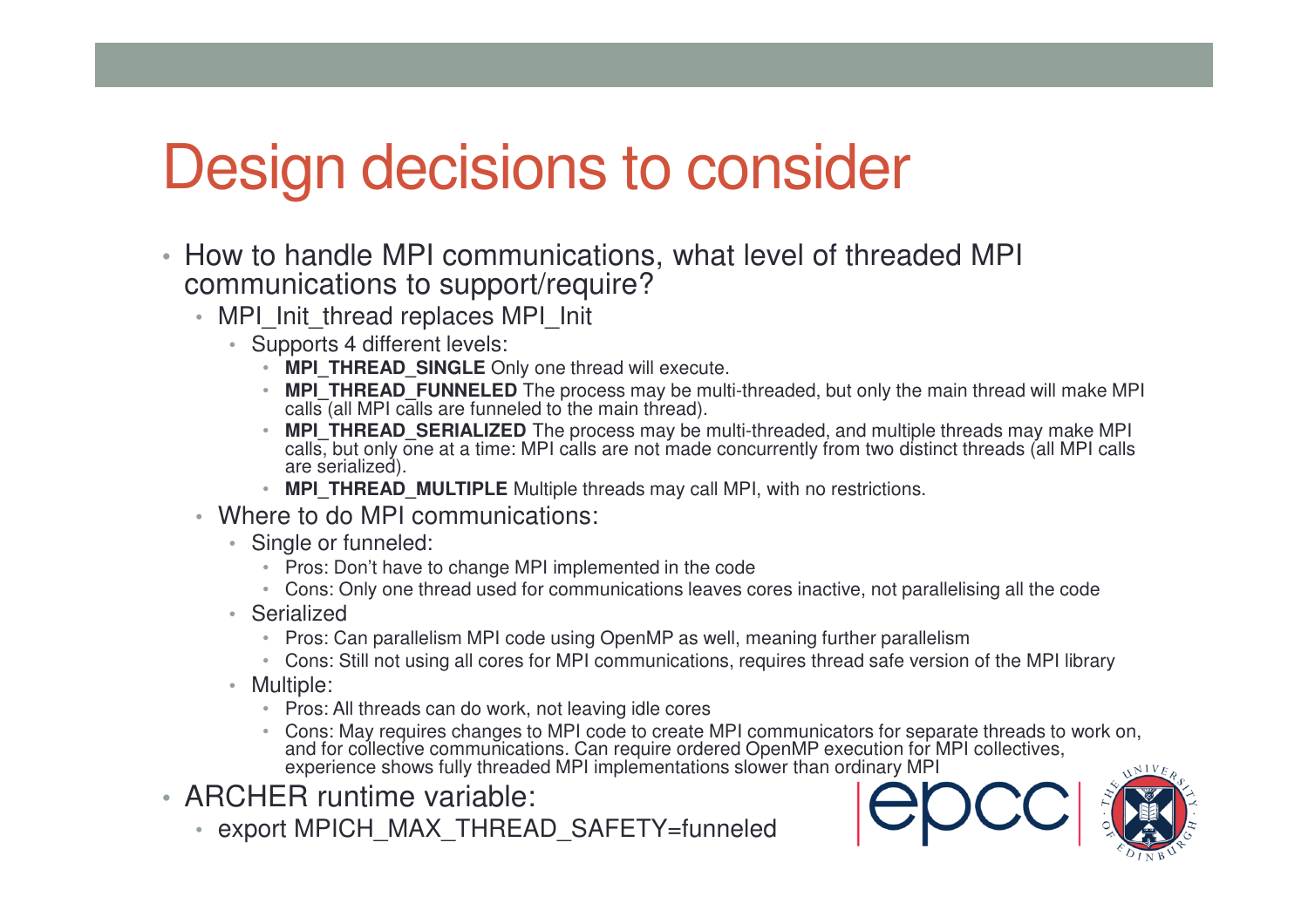# Design decisions to consider

- How to handle MPI communications, what level of threaded MPI communications to support/require?
  - MPI_Init_thread replaces MPI_Init
    - Supports 4 different levels:
      - **MPI_THREAD_SINGLE** Only one thread will execute.
      - **MPI_THREAD_FUNNELED** The process may be multi-threaded, but only the main thread will make MPI calls (all MPI calls are funneled to the main thread).
      - **MPI_THREAD_SERIALIZED** The process may be multi-threaded, and multiple threads may make MPI calls, but only one at a time: MPI calls are not made concurrently from two distinct threads (all MPI calls are serialized).
      - **MPI_THREAD_MULTIPLE** Multiple threads may call MPI, with no restrictions.
  - Where to do MPI communications:
    - Single or funneled:
      - Pros: Don't have to change MPI implemented in the code
      - Cons: Only one thread used for communications leaves cores inactive, not parallelising all the code
    - Serialized
      - Pros: Can parallelism MPI code using OpenMP as well, meaning further parallelism
      - Cons: Still not using all cores for MPI communications, requires thread safe version of the MPI library
    - Multiple:
      - Pros: All threads can do work, not leaving idle cores
      - Cons: May requires changes to MPI code to create MPI communicators for separate threads to work on, and for collective communications. Can require ordered OpenMP execution for MPI collectives, experience shows fully threaded MPI implementations slower than ordinary MPI
- ARCHER runtime variable:
  - export MPICH_MAX_THREAD_SAFETY=funneled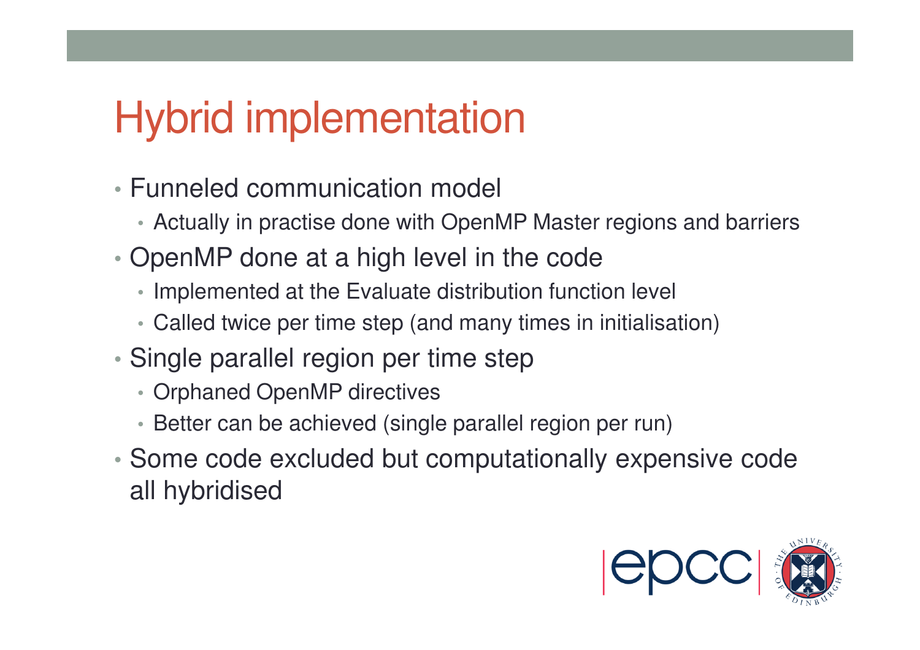# Hybrid implementation

- Funneled communication model
  - Actually in practise done with OpenMP Master regions and barriers
- OpenMP done at a high level in the code
  - Implemented at the Evaluate distribution function level
  - Called twice per time step (and many times in initialisation)
- Single parallel region per time step
  - Orphaned OpenMP directives
  - Better can be achieved (single parallel region per run)
- Some code excluded but computationally expensive code all hybridised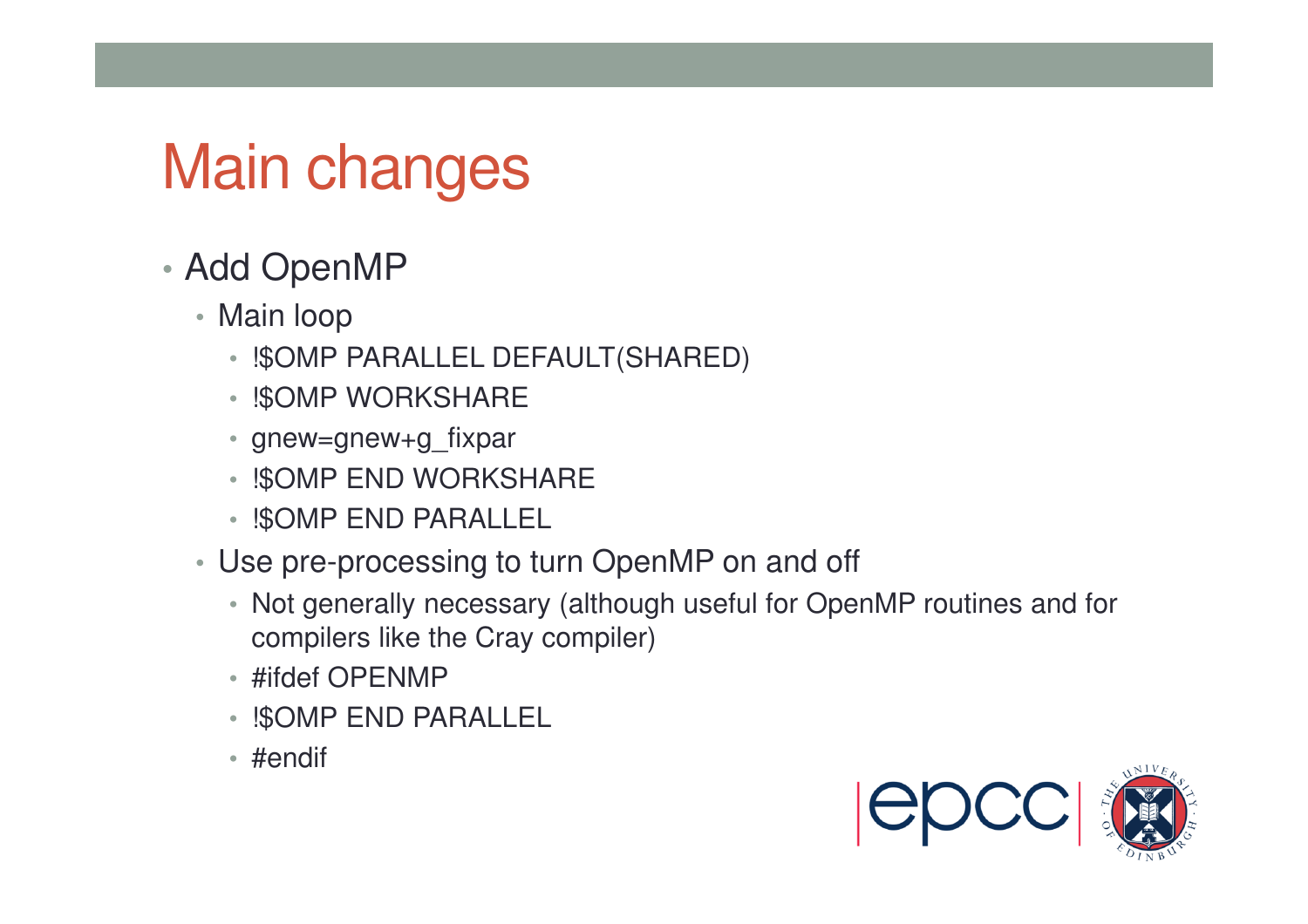# Main changes

- Add OpenMP
  - Main loop
    - !$OMP PARALLEL DEFAULT(SHARED)
    - !$OMP WORKSHARE
    - gnew=gnew+g_fixpar
    - !$OMP END WORKSHARE
    - !$OMP END PARALLEL
  - Use pre-processing to turn OpenMP on and off
    - Not generally necessary (although useful for OpenMP routines and for compilers like the Cray compiler)
    - #ifdef OPENMP
    - !$OMP END PARALLEL
    - #endif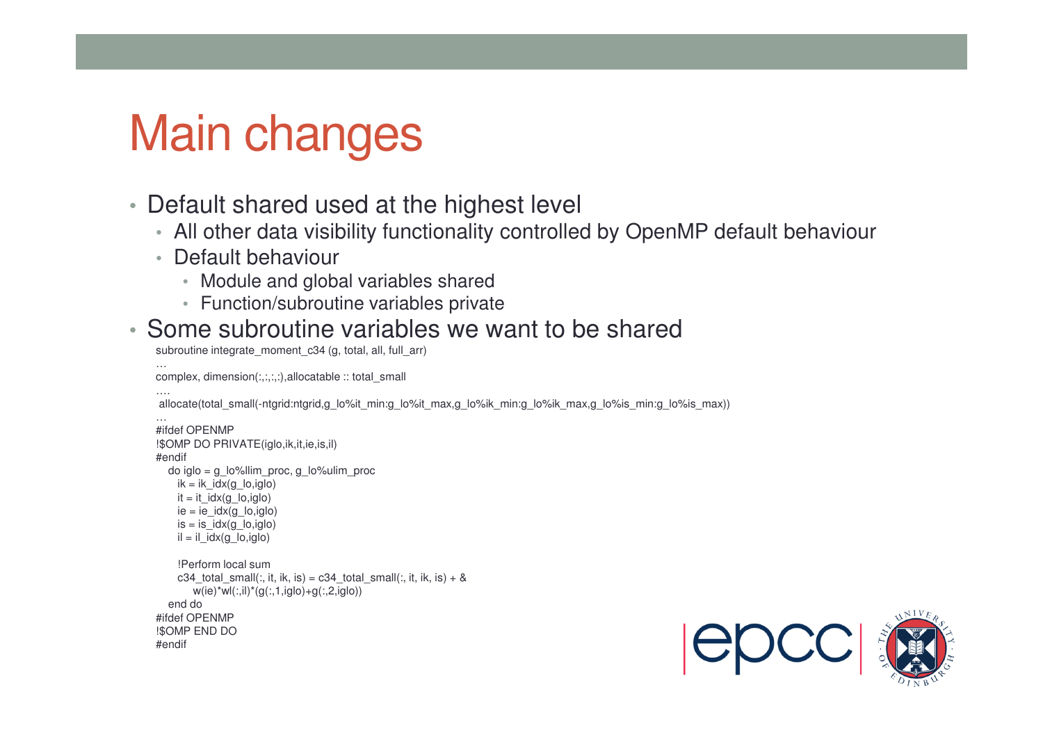# Main changes

- Default shared used at the highest level
  - All other data visibility functionality controlled by OpenMP default behaviour
  - Default behaviour
    - Module and global variables shared
    - Function/subroutine variables private
- Some subroutine variables we want to be shared

```
subroutine integrate_moment_c34 (g, total, all, full_arr)
…
complex, dimension(:,:,:,:),allocatable :: total_small
….
 allocate(total_small(-ntgrid:ntgrid,g_lo%it_min:g_lo%it_max,g_lo%ik_min:g_lo%ik_max,g_lo%is_min:g_lo%is_max))
…
#ifdef OPENMP
!$OMP DO PRIVATE(iglo,ik,it,ie,is,il)
#endif
   do iglo = g_lo%llim_proc, g_lo%ulim_proc
      ik = ik_idx(g_lo,iglo)
      it = it_idx(g_lo,iglo)
      ie = ie_idx(g_lo,iglo)
      is = is_idx(g_lo,iglo)
      il = il_idx(g_lo,iglo)

      !Perform local sum
      c34_total_small(:, it, ik, is) = c34_total_small(:, it, ik, is) + &
          w(ie)*wl(:,il)*(g(:,1,iglo)+g(:,2,iglo))
   end do
#ifdef OPENMP
!$OMP END DO
#endif
```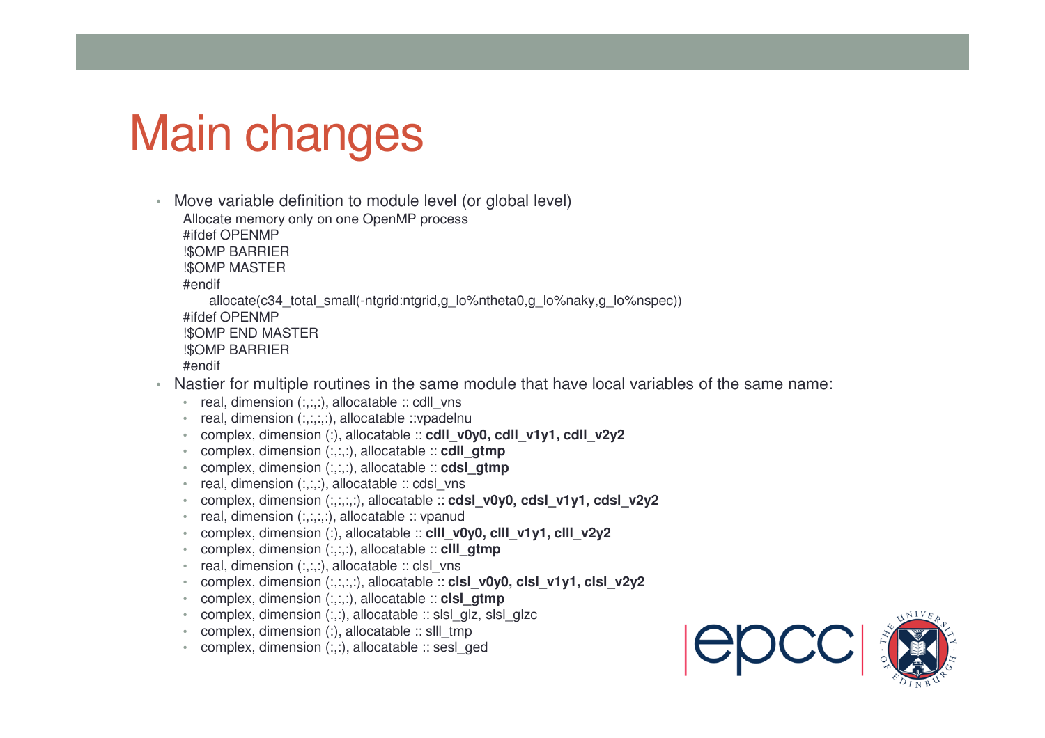# Main changes

- Move variable definition to module level (or global level)

  Allocate memory only on one OpenMP process

```
#ifdef OPENMP
!$OMP BARRIER
!$OMP MASTER
#endif
   allocate(c34_total_small(-ntgrid:ntgrid,g_lo%ntheta0,g_lo%naky,g_lo%nspec))
#ifdef OPENMP
!$OMP END MASTER
!$OMP BARRIER
#endif
```

- Nastier for multiple routines in the same module that have local variables of the same name:
  - real, dimension (:,:,:), allocatable :: cdll_vns
  - real, dimension (:,:,:,:), allocatable ::vpadelnu
  - complex, dimension (:), allocatable :: **cdll_v0y0, cdll_v1y1, cdll_v2y2**
  - complex, dimension (:,:,:), allocatable :: **cdll_gtmp**
  - complex, dimension (:,:,:), allocatable :: **cdsl_gtmp**
  - real, dimension (:,:,:), allocatable :: cdsl_vns
  - complex, dimension (:,:,:,:), allocatable :: **cdsl_v0y0, cdsl_v1y1, cdsl_v2y2**
  - real, dimension (:,:,:,:), allocatable :: vpanud
  - complex, dimension (:), allocatable :: **clll_v0y0, clll_v1y1, clll_v2y2**
  - complex, dimension (:,:,:), allocatable :: **clll_gtmp**
  - real, dimension (:,:,:), allocatable :: clsl_vns
  - complex, dimension (:,:,:,:), allocatable :: **clsl_v0y0, clsl_v1y1, clsl_v2y2**
  - complex, dimension (:,:,:), allocatable :: **clsl_gtmp**
  - complex, dimension (:,:), allocatable :: slsl_glz, slsl_glzc
  - complex, dimension (:), allocatable :: slll_tmp
  - complex, dimension (:,:), allocatable :: sesl_ged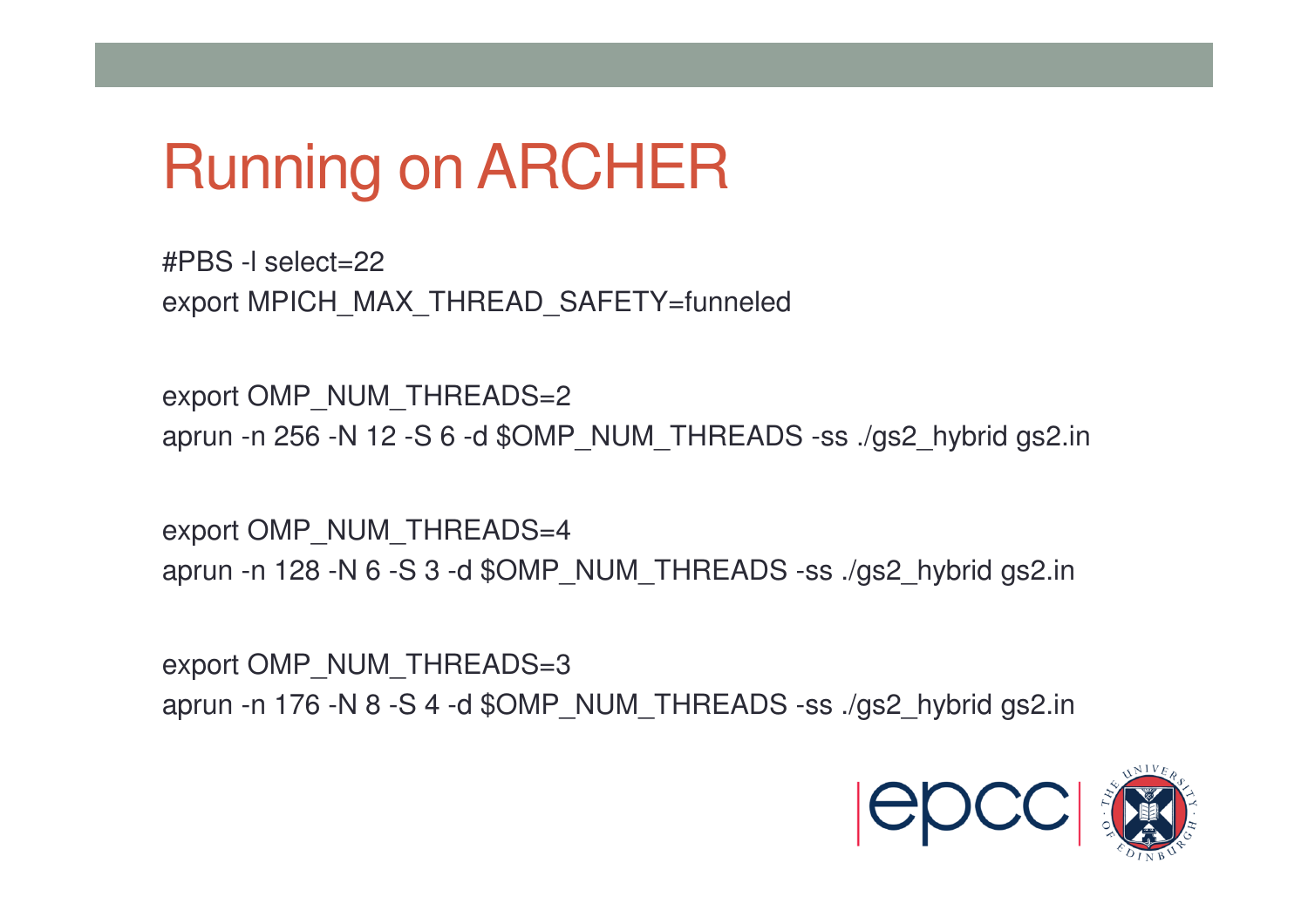# Running on ARCHER

```
#PBS -l select=22
export MPICH_MAX_THREAD_SAFETY=funneled

export OMP_NUM_THREADS=2
aprun -n 256 -N 12 -S 6 -d $OMP_NUM_THREADS -ss ./gs2_hybrid gs2.in

export OMP_NUM_THREADS=4
aprun -n 128 -N 6 -S 3 -d $OMP_NUM_THREADS -ss ./gs2_hybrid gs2.in

export OMP_NUM_THREADS=3
aprun -n 176 -N 8 -S 4 -d $OMP_NUM_THREADS -ss ./gs2_hybrid gs2.in
```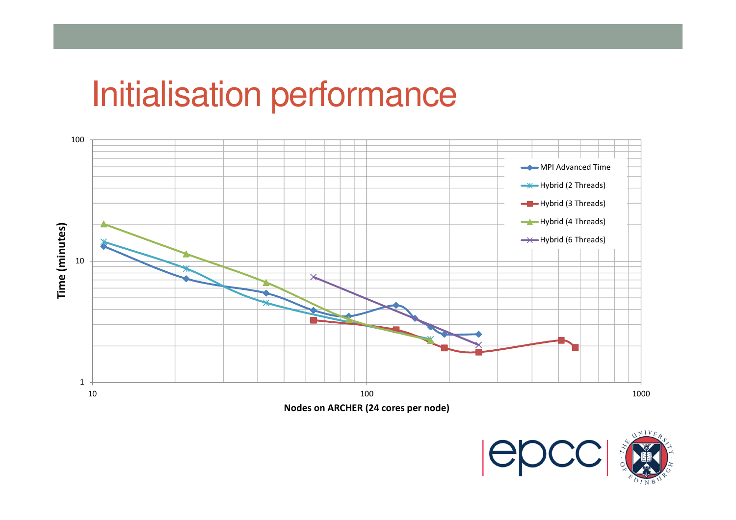# Initialisation performance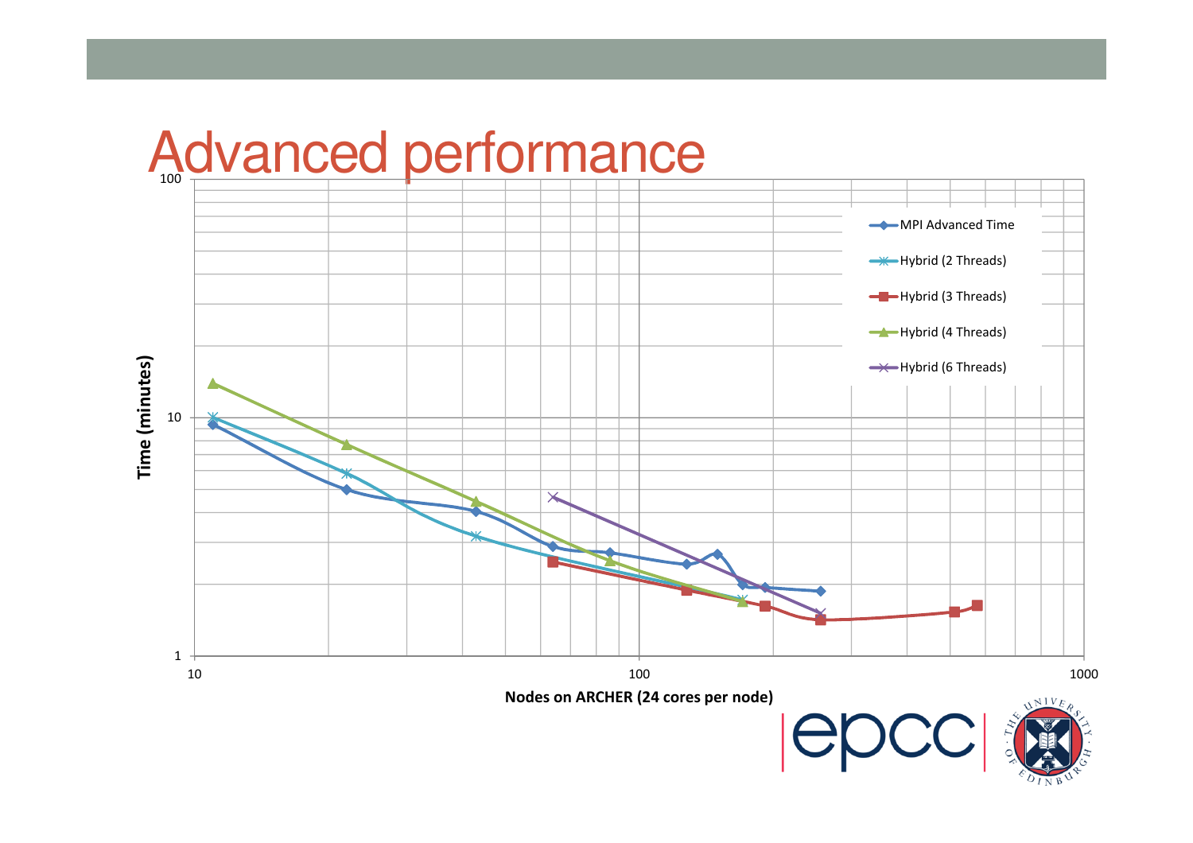# Advanced performance

Time (minutes)

Nodes on ARCHER (24 cores per node)

- MPI Advanced Time
- Hybrid (2 Threads)
- Hybrid (3 Threads)
- Hybrid (4 Threads)
- Hybrid (6 Threads)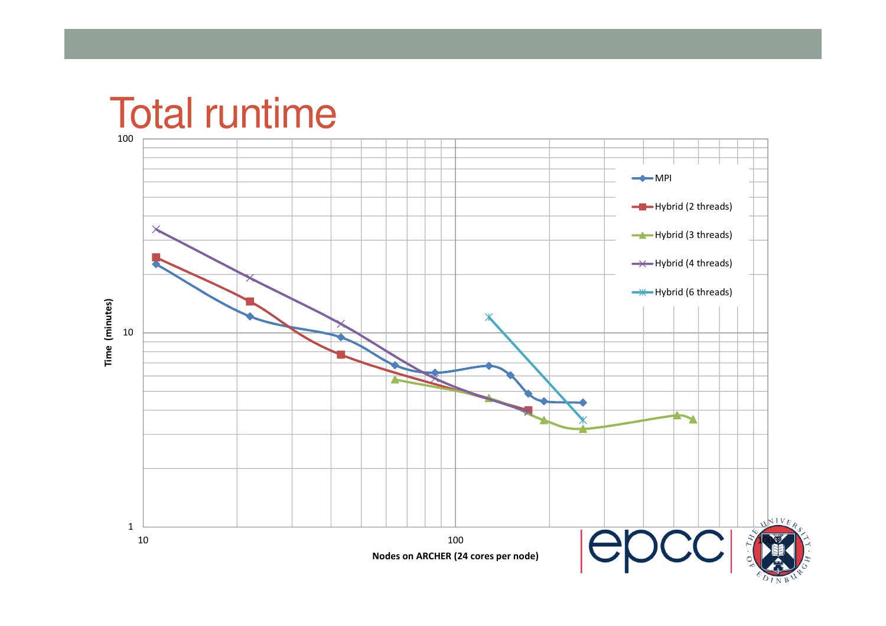# Total runtime

100

10

1

10

100

1000

Time (minutes)

Nodes on ARCHER (24 cores per node)

- MPI
- Hybrid (2 threads)
- Hybrid (3 threads)
- Hybrid (4 threads)
- Hybrid (6 threads)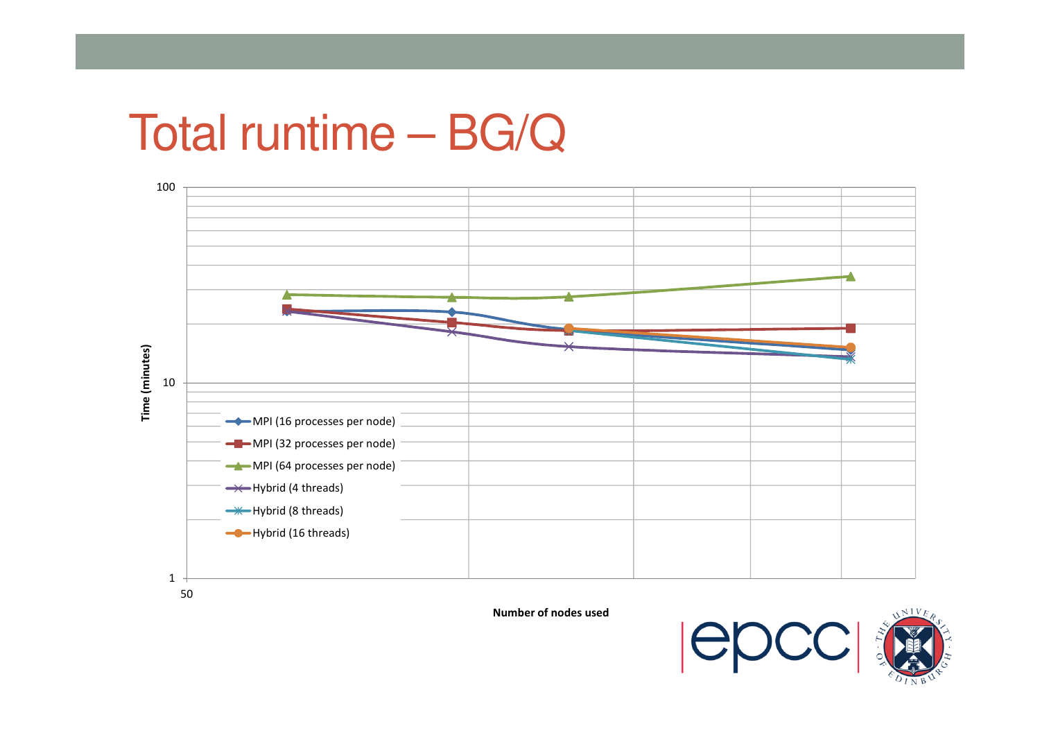# Total runtime – BG/Q

Time (minutes)

100

10

1

50

Number of nodes used

- MPI (16 processes per node)
- MPI (32 processes per node)
- MPI (64 processes per node)
- Hybrid (4 threads)
- Hybrid (8 threads)
- Hybrid (16 threads)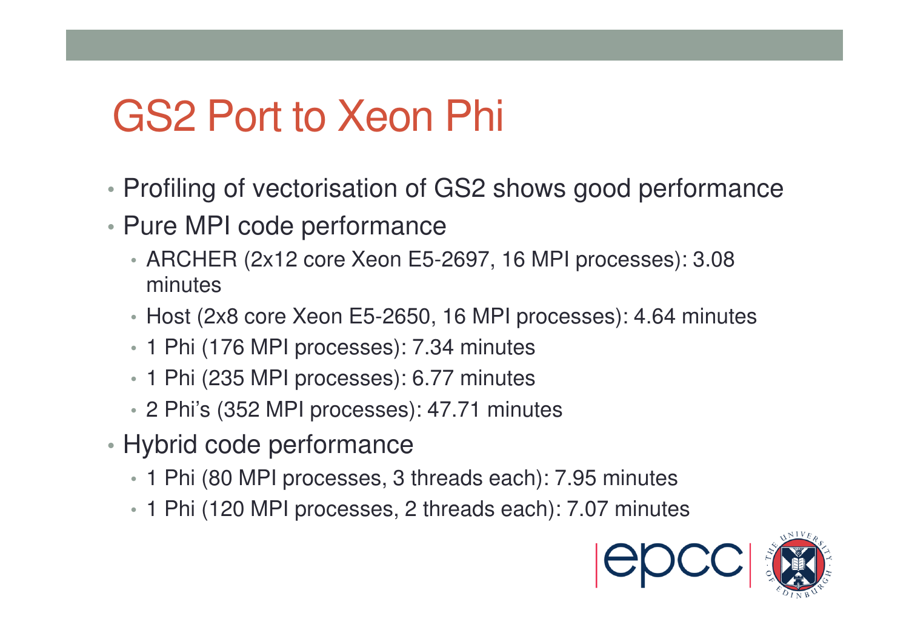# GS2 Port to Xeon Phi

- Profiling of vectorisation of GS2 shows good performance
- Pure MPI code performance
  - ARCHER (2x12 core Xeon E5-2697, 16 MPI processes): 3.08 minutes
  - Host (2x8 core Xeon E5-2650, 16 MPI processes): 4.64 minutes
  - 1 Phi (176 MPI processes): 7.34 minutes
  - 1 Phi (235 MPI processes): 6.77 minutes
  - 2 Phi's (352 MPI processes): 47.71 minutes
- Hybrid code performance
  - 1 Phi (80 MPI processes, 3 threads each): 7.95 minutes
  - 1 Phi (120 MPI processes, 2 threads each): 7.07 minutes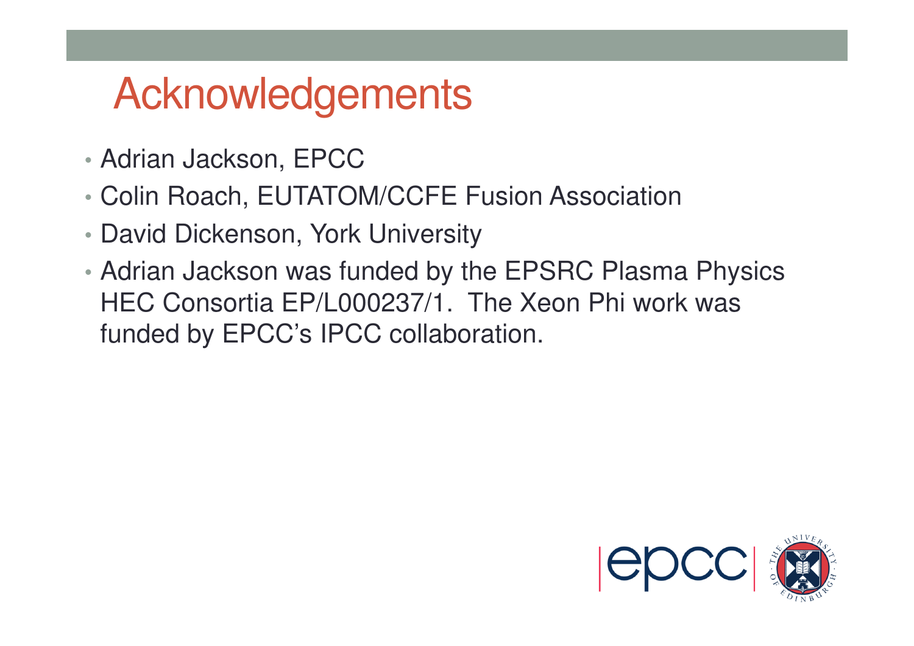# Acknowledgements

- Adrian Jackson, EPCC
- Colin Roach, EUTATOM/CCFE Fusion Association
- David Dickenson, York University
- Adrian Jackson was funded by the EPSRC Plasma Physics HEC Consortia EP/L000237/1. The Xeon Phi work was funded by EPCC's IPCC collaboration.